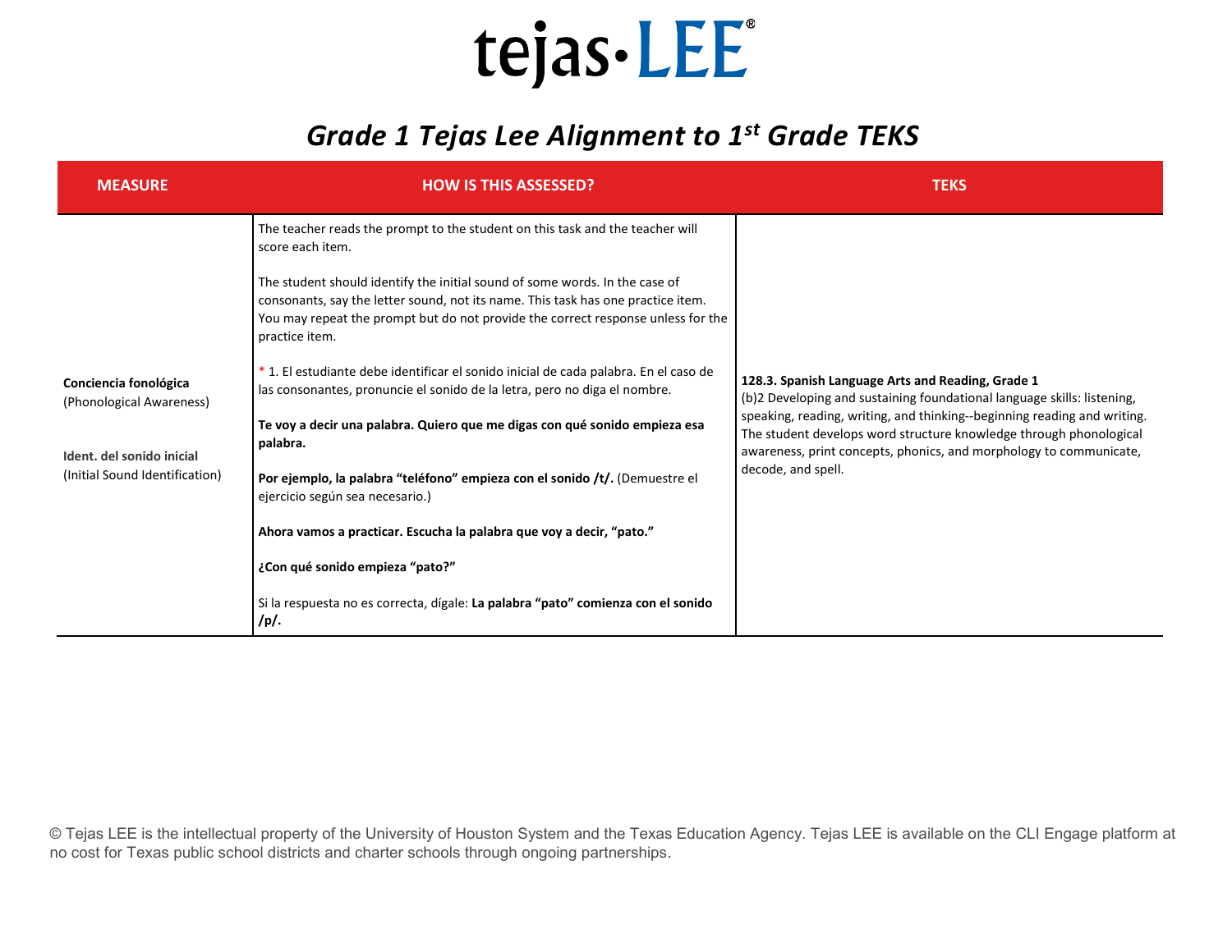# tejas·LEE®

## *Grade 1 Tejas Lee Alignment to 1st Grade TEKS*

| MEASURE | HOW IS THIS ASSESSED? | TEKS |
|---|---|---|
| **Conciencia fonológica** (Phonological Awareness)<br><br>**Ident. del sonido inicial** (Initial Sound Identification) | The teacher reads the prompt to the student on this task and the teacher will score each item.<br><br>The student should identify the initial sound of some words. In the case of consonants, say the letter sound, not its name. This task has one practice item. You may repeat the prompt but do not provide the correct response unless for the practice item.<br><br>* 1. El estudiante debe identificar el sonido inicial de cada palabra. En el caso de las consonantes, pronuncie el sonido de la letra, pero no diga el nombre.<br><br>**Te voy a decir una palabra. Quiero que me digas con qué sonido empieza esa palabra.**<br><br>**Por ejemplo, la palabra "teléfono" empieza con el sonido /t/.** (Demuestre el ejercicio según sea necesario.)<br><br>**Ahora vamos a practicar. Escucha la palabra que voy a decir, "pato."**<br><br>**¿Con qué sonido empieza "pato?"**<br><br>Si la respuesta no es correcta, dígale: **La palabra "pato" comienza con el sonido /p/.** | **128.3. Spanish Language Arts and Reading, Grade 1**<br>(b)2 Developing and sustaining foundational language skills: listening, speaking, reading, writing, and thinking--beginning reading and writing. The student develops word structure knowledge through phonological awareness, print concepts, phonics, and morphology to communicate, decode, and spell. |

© Tejas LEE is the intellectual property of the University of Houston System and the Texas Education Agency. Tejas LEE is available on the CLI Engage platform at no cost for Texas public school districts and charter schools through ongoing partnerships.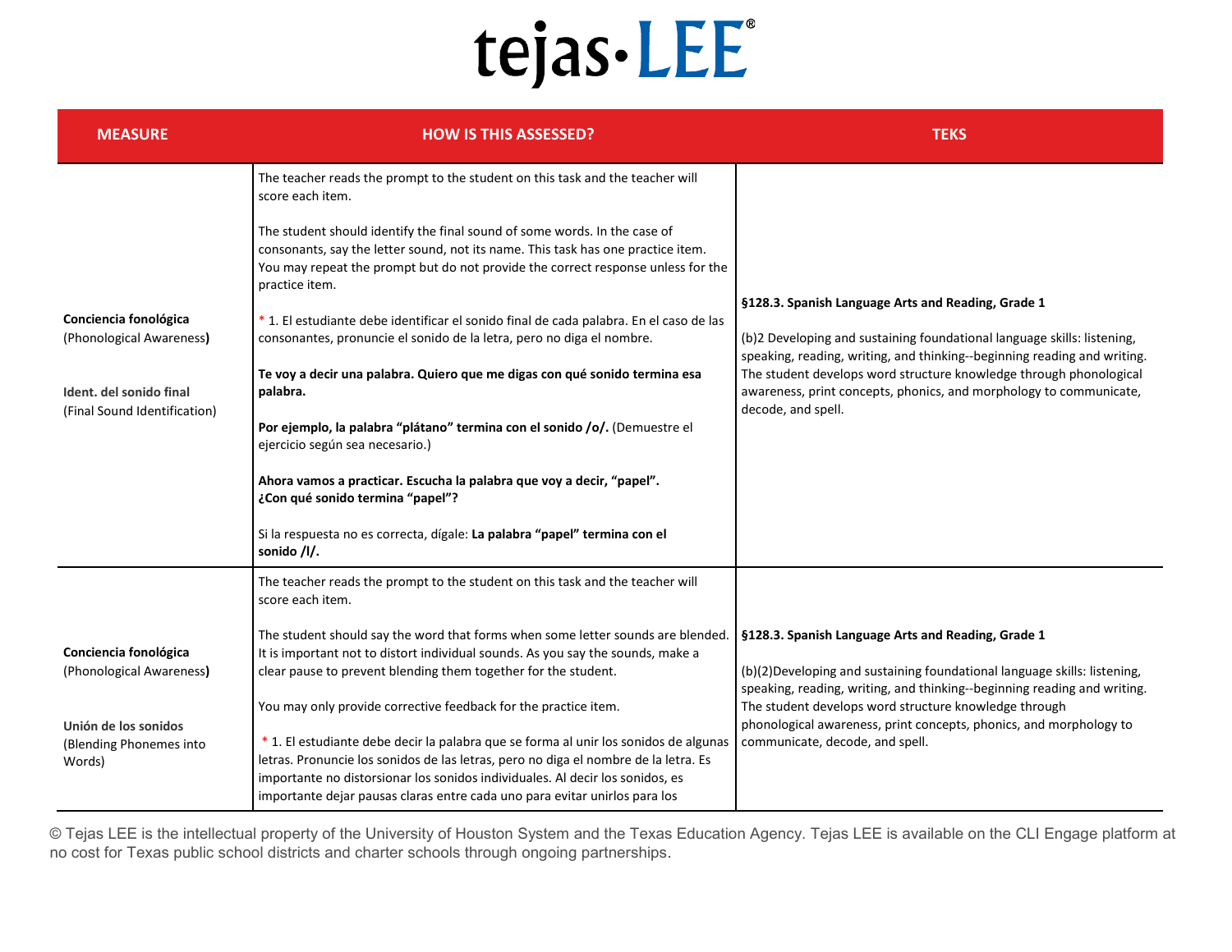# tejas·LEE®

| MEASURE | HOW IS THIS ASSESSED? | TEKS |
|---|---|---|
| **Conciencia fonológica** (Phonological Awareness**)**<br><br>**Ident. del sonido final** (Final Sound Identification) | The teacher reads the prompt to the student on this task and the teacher will score each item.<br><br>The student should identify the final sound of some words. In the case of consonants, say the letter sound, not its name. This task has one practice item. You may repeat the prompt but do not provide the correct response unless for the practice item.<br><br>* 1. El estudiante debe identificar el sonido final de cada palabra. En el caso de las consonantes, pronuncie el sonido de la letra, pero no diga el nombre.<br><br>**Te voy a decir una palabra. Quiero que me digas con qué sonido termina esa palabra.**<br><br>**Por ejemplo, la palabra "plátano" termina con el sonido /o/.** (Demuestre el ejercicio según sea necesario.)<br><br>**Ahora vamos a practicar. Escucha la palabra que voy a decir, "papel". ¿Con qué sonido termina "papel"?**<br><br>Si la respuesta no es correcta, dígale: **La palabra "papel" termina con el sonido /l/.** | **§128.3. Spanish Language Arts and Reading, Grade 1**<br><br>(b)2 Developing and sustaining foundational language skills: listening, speaking, reading, writing, and thinking--beginning reading and writing. The student develops word structure knowledge through phonological awareness, print concepts, phonics, and morphology to communicate, decode, and spell. |
| **Conciencia fonológica** (Phonological Awareness**)**<br><br>**Unión de los sonidos** (Blending Phonemes into Words) | The teacher reads the prompt to the student on this task and the teacher will score each item.<br><br>The student should say the word that forms when some letter sounds are blended. It is important not to distort individual sounds. As you say the sounds, make a clear pause to prevent blending them together for the student.<br><br>You may only provide corrective feedback for the practice item.<br><br>* 1. El estudiante debe decir la palabra que se forma al unir los sonidos de algunas letras. Pronuncie los sonidos de las letras, pero no diga el nombre de la letra. Es importante no distorsionar los sonidos individuales. Al decir los sonidos, es importante dejar pausas claras entre cada uno para evitar unirlos para los | **§128.3. Spanish Language Arts and Reading, Grade 1**<br><br>(b)(2)Developing and sustaining foundational language skills: listening, speaking, reading, writing, and thinking--beginning reading and writing. The student develops word structure knowledge through phonological awareness, print concepts, phonics, and morphology to communicate, decode, and spell. |

© Tejas LEE is the intellectual property of the University of Houston System and the Texas Education Agency. Tejas LEE is available on the CLI Engage platform at no cost for Texas public school districts and charter schools through ongoing partnerships.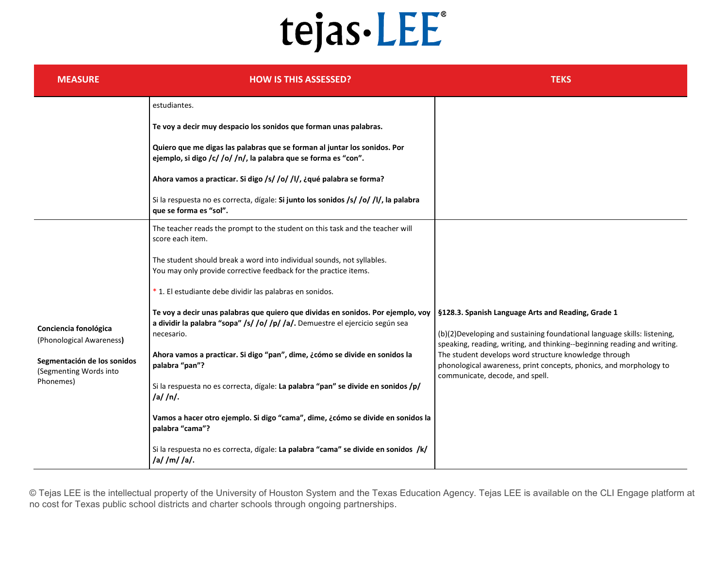| MEASURE | HOW IS THIS ASSESSED? | TEKS |
| --- | --- | --- |
| | estudiantes.<br><br>**Te voy a decir muy despacio los sonidos que forman unas palabras.**<br><br>**Quiero que me digas las palabras que se forman al juntar los sonidos. Por ejemplo, si digo /c/ /o/ /n/, la palabra que se forma es "con".**<br><br>**Ahora vamos a practicar. Si digo /s/ /o/ /l/, ¿qué palabra se forma?**<br><br>Si la respuesta no es correcta, dígale: **Si junto los sonidos /s/ /o/ /l/, la palabra que se forma es "sol".** | |
| **Conciencia fonológica** (Phonological Awareness)<br><br>**Segmentación de los sonidos** (Segmenting Words into Phonemes) | The teacher reads the prompt to the student on this task and the teacher will score each item.<br><br>The student should break a word into individual sounds, not syllables.<br>You may only provide corrective feedback for the practice items.<br><br>* 1. El estudiante debe dividir las palabras en sonidos.<br><br>**Te voy a decir unas palabras que quiero que dividas en sonidos. Por ejemplo, voy a dividir la palabra "sopa" /s/ /o/ /p/ /a/.** Demuestre el ejercicio según sea necesario.<br><br>**Ahora vamos a practicar. Si digo "pan", dime, ¿cómo se divide en sonidos la palabra "pan"?**<br><br>Si la respuesta no es correcta, dígale: **La palabra "pan" se divide en sonidos /p/ /a/ /n/.**<br><br>**Vamos a hacer otro ejemplo. Si digo "cama", dime, ¿cómo se divide en sonidos la palabra "cama"?**<br><br>Si la respuesta no es correcta, dígale: **La palabra "cama" se divide en sonidos /k/ /a/ /m/ /a/.** | **§128.3. Spanish Language Arts and Reading, Grade 1**<br><br>(b)(2)Developing and sustaining foundational language skills: listening, speaking, reading, writing, and thinking--beginning reading and writing. The student develops word structure knowledge through phonological awareness, print concepts, phonics, and morphology to communicate, decode, and spell. |

© Tejas LEE is the intellectual property of the University of Houston System and the Texas Education Agency. Tejas LEE is available on the CLI Engage platform at no cost for Texas public school districts and charter schools through ongoing partnerships.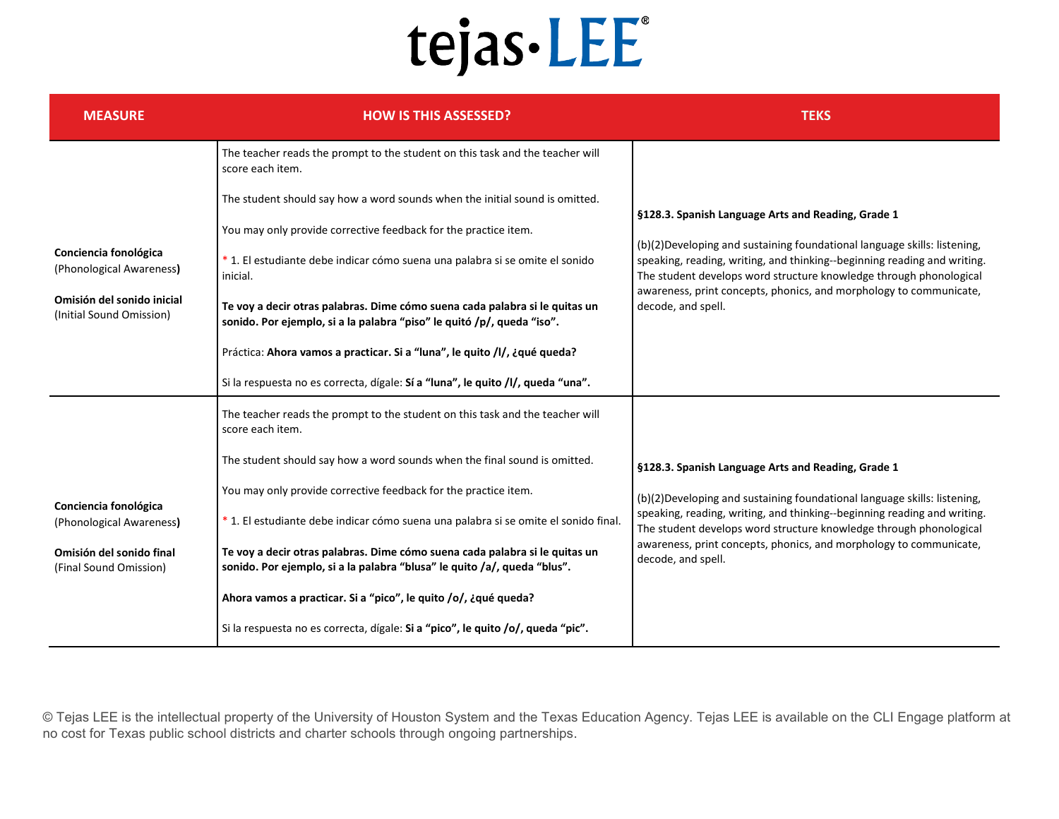# tejas·LEE®

| MEASURE | HOW IS THIS ASSESSED? | TEKS |
|---|---|---|
| **Conciencia fonológica** (Phonological Awareness**)**<br><br>**Omisión del sonido inicial** (Initial Sound Omission) | The teacher reads the prompt to the student on this task and the teacher will score each item.<br><br>The student should say how a word sounds when the initial sound is omitted.<br><br>You may only provide corrective feedback for the practice item.<br><br>* 1. El estudiante debe indicar cómo suena una palabra si se omite el sonido inicial.<br><br>**Te voy a decir otras palabras. Dime cómo suena cada palabra si le quitas un sonido. Por ejemplo, si a la palabra "piso" le quitó /p/, queda "iso".**<br><br>Práctica: **Ahora vamos a practicar. Si a "luna", le quito /l/, ¿qué queda?**<br><br>Si la respuesta no es correcta, dígale: **Sí a "luna", le quito /l/, queda "una".** | **§128.3. Spanish Language Arts and Reading, Grade 1**<br><br>(b)(2)Developing and sustaining foundational language skills: listening, speaking, reading, writing, and thinking--beginning reading and writing. The student develops word structure knowledge through phonological awareness, print concepts, phonics, and morphology to communicate, decode, and spell. |
| **Conciencia fonológica** (Phonological Awareness**)**<br><br>**Omisión del sonido final** (Final Sound Omission) | The teacher reads the prompt to the student on this task and the teacher will score each item.<br><br>The student should say how a word sounds when the final sound is omitted.<br><br>You may only provide corrective feedback for the practice item.<br><br>* 1. El estudiante debe indicar cómo suena una palabra si se omite el sonido final.<br><br>**Te voy a decir otras palabras. Dime cómo suena cada palabra si le quitas un sonido. Por ejemplo, si a la palabra "blusa" le quito /a/, queda "blus".**<br><br>**Ahora vamos a practicar. Si a "pico", le quito /o/, ¿qué queda?**<br><br>Si la respuesta no es correcta, dígale: **Si a "pico", le quito /o/, queda "pic".** | **§128.3. Spanish Language Arts and Reading, Grade 1**<br><br>(b)(2)Developing and sustaining foundational language skills: listening, speaking, reading, writing, and thinking--beginning reading and writing. The student develops word structure knowledge through phonological awareness, print concepts, phonics, and morphology to communicate, decode, and spell. |

© Tejas LEE is the intellectual property of the University of Houston System and the Texas Education Agency. Tejas LEE is available on the CLI Engage platform at no cost for Texas public school districts and charter schools through ongoing partnerships.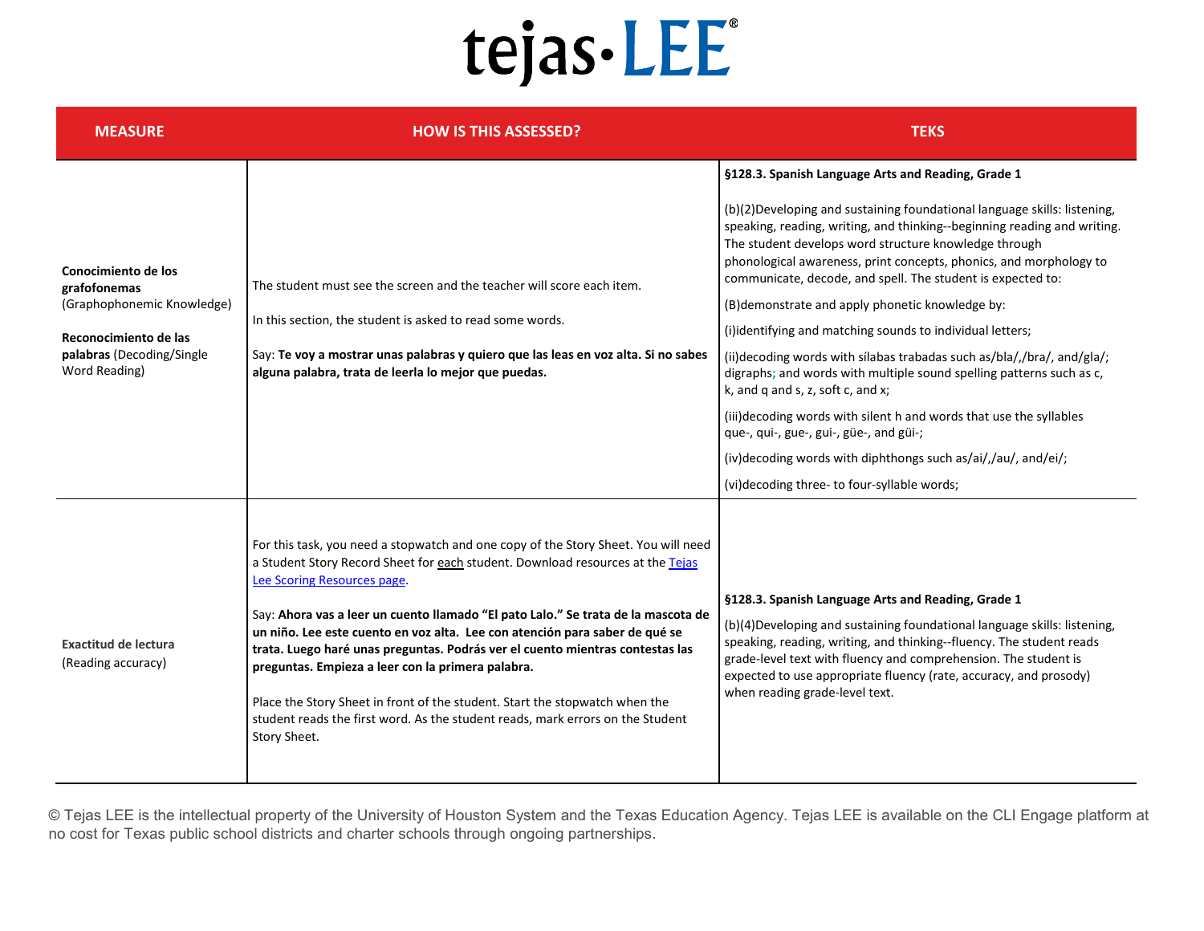# tejas·LEE®

| MEASURE | HOW IS THIS ASSESSED? | TEKS |
| --- | --- | --- |
| **Conocimiento de los grafofonemas** (Graphophonemic Knowledge)<br><br>**Reconocimiento de las palabras** (Decoding/Single Word Reading) | The student must see the screen and the teacher will score each item.<br><br>In this section, the student is asked to read some words.<br><br>Say: **Te voy a mostrar unas palabras y quiero que las leas en voz alta. Si no sabes alguna palabra, trata de leerla lo mejor que puedas.** | **§128.3. Spanish Language Arts and Reading, Grade 1**<br><br>(b)(2)Developing and sustaining foundational language skills: listening, speaking, reading, writing, and thinking--beginning reading and writing. The student develops word structure knowledge through phonological awareness, print concepts, phonics, and morphology to communicate, decode, and spell. The student is expected to:<br><br>(B)demonstrate and apply phonetic knowledge by:<br><br>(i)identifying and matching sounds to individual letters;<br><br>(ii)decoding words with sílabas trabadas such as/bla/,/bra/, and/gla/; digraphs; and words with multiple sound spelling patterns such as c, k, and q and s, z, soft c, and x;<br><br>(iii)decoding words with silent h and words that use the syllables que-, qui-, gue-, gui-, güe-, and güi-;<br><br>(iv)decoding words with diphthongs such as/ai/,/au/, and/ei/;<br><br>(vi)decoding three- to four-syllable words; |
| **Exactitud de lectura** (Reading accuracy) | For this task, you need a stopwatch and one copy of the Story Sheet. You will need a Student Story Record Sheet for each student. Download resources at the Tejas Lee Scoring Resources page.<br><br>Say: **Ahora vas a leer un cuento llamado "El pato Lalo." Se trata de la mascota de un niño. Lee este cuento en voz alta. Lee con atención para saber de qué se trata. Luego haré unas preguntas. Podrás ver el cuento mientras contestas las preguntas. Empieza a leer con la primera palabra.**<br><br>Place the Story Sheet in front of the student. Start the stopwatch when the student reads the first word. As the student reads, mark errors on the Student Story Sheet. | **§128.3. Spanish Language Arts and Reading, Grade 1**<br><br>(b)(4)Developing and sustaining foundational language skills: listening, speaking, reading, writing, and thinking--fluency. The student reads grade-level text with fluency and comprehension. The student is expected to use appropriate fluency (rate, accuracy, and prosody) when reading grade-level text. |

© Tejas LEE is the intellectual property of the University of Houston System and the Texas Education Agency. Tejas LEE is available on the CLI Engage platform at no cost for Texas public school districts and charter schools through ongoing partnerships.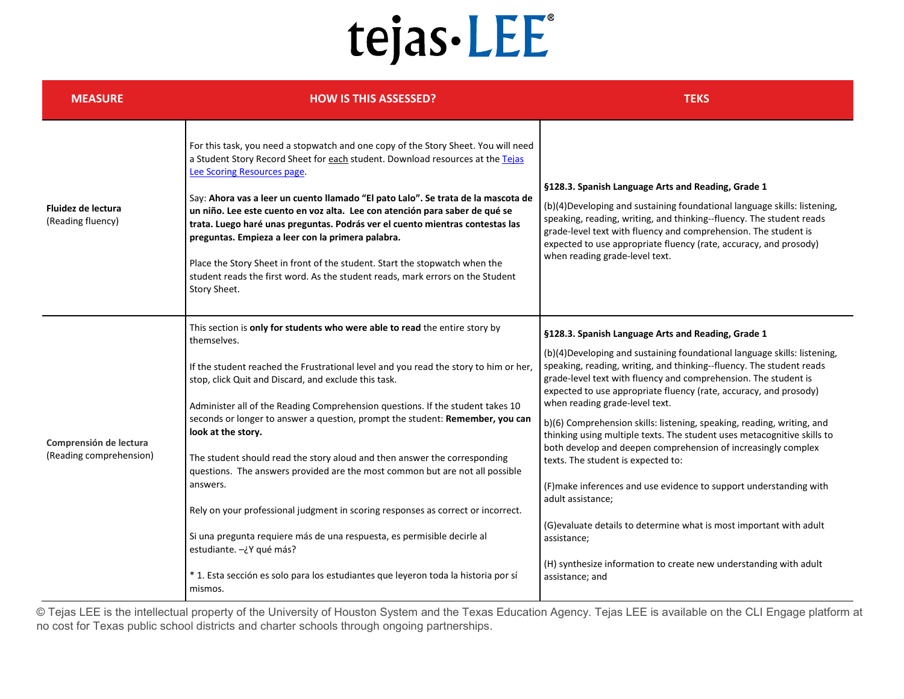# tejas·LEE®

| MEASURE | HOW IS THIS ASSESSED? | TEKS |
|---|---|---|
| **Fluidez de lectura** (Reading fluency) | For this task, you need a stopwatch and one copy of the Story Sheet. You will need a Student Story Record Sheet for each student. Download resources at the Tejas Lee Scoring Resources page.<br><br>Say: **Ahora vas a leer un cuento llamado "El pato Lalo". Se trata de la mascota de un niño. Lee este cuento en voz alta. Lee con atención para saber de qué se trata. Luego haré unas preguntas. Podrás ver el cuento mientras contestas las preguntas. Empieza a leer con la primera palabra.**<br><br>Place the Story Sheet in front of the student. Start the stopwatch when the student reads the first word. As the student reads, mark errors on the Student Story Sheet. | **§128.3. Spanish Language Arts and Reading, Grade 1**<br><br>(b)(4)Developing and sustaining foundational language skills: listening, speaking, reading, writing, and thinking--fluency. The student reads grade-level text with fluency and comprehension. The student is expected to use appropriate fluency (rate, accuracy, and prosody) when reading grade-level text. |
| **Comprensión de lectura** (Reading comprehension) | This section is **only for students who were able to read** the entire story by themselves.<br><br>If the student reached the Frustrational level and you read the story to him or her, stop, click Quit and Discard, and exclude this task.<br><br>Administer all of the Reading Comprehension questions. If the student takes 10 seconds or longer to answer a question, prompt the student: **Remember, you can look at the story.**<br><br>The student should read the story aloud and then answer the corresponding questions. The answers provided are the most common but are not all possible answers.<br><br>Rely on your professional judgment in scoring responses as correct or incorrect.<br><br>Si una pregunta requiere más de una respuesta, es permisible decirle al estudiante. –¿Y qué más?<br><br>* 1. Esta sección es solo para los estudiantes que leyeron toda la historia por sí mismos. | **§128.3. Spanish Language Arts and Reading, Grade 1**<br><br>(b)(4)Developing and sustaining foundational language skills: listening, speaking, reading, writing, and thinking--fluency. The student reads grade-level text with fluency and comprehension. The student is expected to use appropriate fluency (rate, accuracy, and prosody) when reading grade-level text.<br><br>b)(6) Comprehension skills: listening, speaking, reading, writing, and thinking using multiple texts. The student uses metacognitive skills to both develop and deepen comprehension of increasingly complex texts. The student is expected to:<br><br>(F)make inferences and use evidence to support understanding with adult assistance;<br><br>(G)evaluate details to determine what is most important with adult assistance;<br><br>(H) synthesize information to create new understanding with adult assistance; and |

© Tejas LEE is the intellectual property of the University of Houston System and the Texas Education Agency. Tejas LEE is available on the CLI Engage platform at no cost for Texas public school districts and charter schools through ongoing partnerships.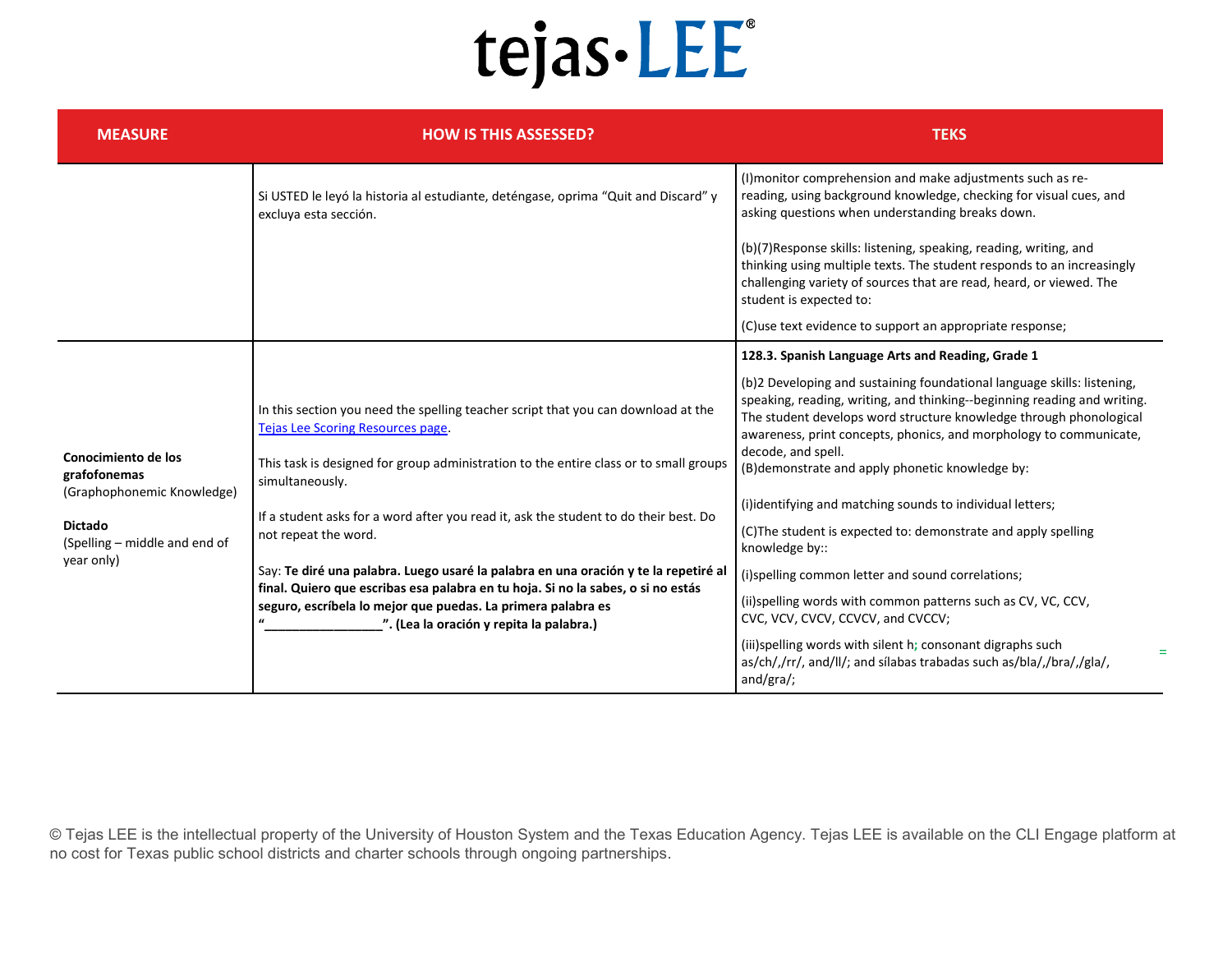| MEASURE | HOW IS THIS ASSESSED? | TEKS |
|---|---|---|
| | Si USTED le leyó la historia al estudiante, deténgase, oprima "Quit and Discard" y excluya esta sección. | (I)monitor comprehension and make adjustments such as re-reading, using background knowledge, checking for visual cues, and asking questions when understanding breaks down.<br><br>(b)(7)Response skills: listening, speaking, reading, writing, and thinking using multiple texts. The student responds to an increasingly challenging variety of sources that are read, heard, or viewed. The student is expected to:<br><br>(C)use text evidence to support an appropriate response; |
| **Conocimiento de los grafofonemas** (Graphophonemic Knowledge)<br><br>**Dictado** (Spelling – middle and end of year only) | In this section you need the spelling teacher script that you can download at the Tejas Lee Scoring Resources page.<br><br>This task is designed for group administration to the entire class or to small groups simultaneously.<br><br>If a student asks for a word after you read it, ask the student to do their best. Do not repeat the word.<br><br>Say: **Te diré una palabra. Luego usaré la palabra en una oración y te la repetiré al final. Quiero que escribas esa palabra en tu hoja. Si no la sabes, o si no estás seguro, escríbela lo mejor que puedas. La primera palabra es "_______________". (Lea la oración y repita la palabra.)** | **128.3. Spanish Language Arts and Reading, Grade 1**<br><br>(b)2 Developing and sustaining foundational language skills: listening, speaking, reading, writing, and thinking--beginning reading and writing. The student develops word structure knowledge through phonological awareness, print concepts, phonics, and morphology to communicate, decode, and spell.<br>(B)demonstrate and apply phonetic knowledge by:<br><br>(i)identifying and matching sounds to individual letters;<br><br>(C)The student is expected to: demonstrate and apply spelling knowledge by::<br><br>(i)spelling common letter and sound correlations;<br><br>(ii)spelling words with common patterns such as CV, VC, CCV, CVC, VCV, CVCV, CCVCV, and CVCCV;<br><br>(iii)spelling words with silent h; consonant digraphs such as/ch/,/rr/, and/ll/; and sílabas trabadas such as/bla/,/bra/,/gla/, and/gra/; |

© Tejas LEE is the intellectual property of the University of Houston System and the Texas Education Agency. Tejas LEE is available on the CLI Engage platform at no cost for Texas public school districts and charter schools through ongoing partnerships.